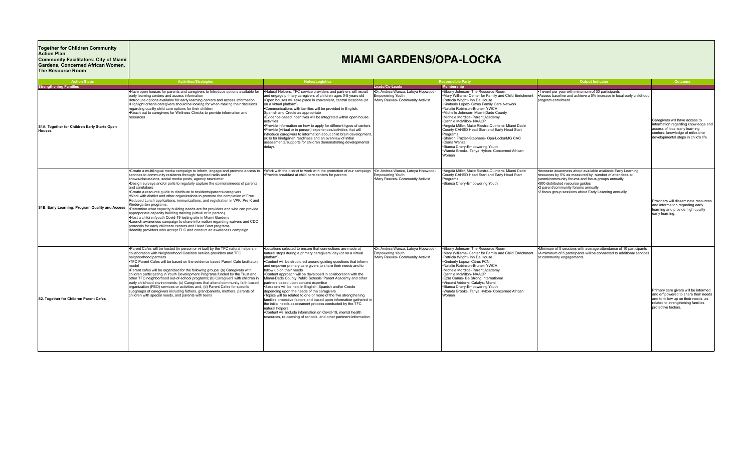**Together for Children Community Action Plan**
**Community Facilitators: City of Miami Gardens, Concerned African Women, The Resource Room**

# MIAMI GARDENS/OPA-LOCKA

| Action Steps | Activities/Strategies | Notes/Logistics | Responsible Party | | Output Indicator | Outcome |
|---|---|---|---|---|---|---|
| **Strengthening Families** | | | **Leads/Co-Leads** | **Membership** | | |
| S1A. Together for Children Early Starts Open Houses | •Have open houses for parents and caregivers to Introduce options available for early learning centers and access information<br>•Introduce options available for early learning centers and access information<br>•Highlight criteria caregivers should be looking for when making their decisions regarding quality child care options for their children<br>•Reach out to caregivers for Wellness Checks to provide information and resources | •Natural Helpers, TFC service providers and partners will recruit and engage primary caregivers of children ages 0-5 years old<br>•Open houses will take place in convenient, central locations (or on a virtual platform)<br>•Communications with families will be provided in English, Spanish and Creole as appropriate<br>•Evidence-based incentives will be integrated within open house activities<br>•Provide information on how to apply for different types of centers<br>•Provide (virtual or in person) experiences/activities that will introduce caregivers to information about child brain development, skills for kindgarten readiness and an overview of initial assessments/supports for children demonstrating developmental delays | •Dr. Andrea Wanza, Latoya Hopwood-Empowering Youth<br>•Mary Reeves- Community Activist | •Ebony Johnson- The Resource Room<br>•Mary Williams- Center for Family and Child Enrichment<br>•Patricia Wright- Inn Da House<br>•Kimberly Lopez- Citrus Family Care Network<br>•Natalie Robinson-Bruner- YWCA<br>•Michelle Johnson- Miami-Dade County<br>•Michele Mordica- Parent Academy<br>•Dannie McMillon- NAACP<br>•Angela Miller, Maite Riestra-Quintero- Miami Dade County CAHSD Head Start and Early Head Start Programs<br>•Sharon Frazier-Stephens- Opa-Locka/MG CAC<br>•Diana Wanza<br>•Bianca Chery-Empowering Youth<br>•Wanda Brooks, Tanya Hylton- Concerned African Women | •1 event per year with minumum of 30 participants<br>•Assess baseline and achieve a 5% increase in local early childhood program enrollment | Caregivers will have access to information regarding knowledge and access of local early learning centers; knowledge of milestone developmental steps in child's life. |
| S1B. Early Learning: Program Quality and Access | •Create a multilingual media campaign to inform, engage and promote access to services to community residents through: targeted radio and tv shows/discussions, social media posts, agency newsletter<br>•Design surveys and/or polls to regularly capture the opinions/needs of parents and caretakers<br>•Create a resource guide to distribute to residents/parents/caregivers<br>•Work with district and other organizations to promote the completion of Free Reduced Lunch applications, immunizations, and registration in VPK, Pre K and Kindergarten programs.<br>•Determine what capacity building needs are for providers and who can provide approporiate capacity building training (virtual or in person)<br>•Host a children/youth Covid-19 testing site in Miami Gardens<br>•Launch awareness campaign to share information regarding waivers and CDC protocols for early childcare centers and Head Start programs<br>•Identify providers who accept ELC and conduct an awareness campaign | •Work with the district to work with the promotion of our campaign<br>•Provide breakfast at child care centers for parents | •Dr. Andrea Wanza, Latoya Hopwood-Empowering Youth<br>•Mary Reeves- Community Activist | •Angela Miller, Maite Riestra-Quintero- Miami Dade County CAHSD Head Start and Early Head Start Programs<br>•Bianca Chery-Empowering Youth | •Increase awareness about available available Early Learning resources by 5% as measured by number of attendees at parent/community forums and focus groups annually.<br>•500 distributed resource guides<br>•2 parent/community forums annually<br>•2 focus group sessions about Early Learning annually | Providers will disseminate resources and information regarding early learning and provide high quality early learning. |
| S2. Together for Children Parent Cafes | •Parent Cafes will be hosted (in person or virtual) by the TFC natural helpers in collaboration with Neighborhood Coalition service providers and TFC neighborhood partners<br>•TFC Parent Cafes will be based on the evidence based Parent Cafe facilitaton model<br>•Parent cafes will be organized for the following groups: (a) Caregivers with children participating in Youth Development Programs funded by the Trust and other TFC neighborhood out-of-school programs; (b) Caregivers with children in early childhood environments; (c) Caregivers that attend community faith-based organization (FBO) services or activities and; (d) Parent Cafes for specific subgroups of caregivers including fathers, grandparents, mothers, parents of children with special needs, and parents with teens | •Locations selected to ensure that connections are made at natural stops during a primary caregivers' day (or on a virtual platform)<br>•Content will be structured around guiding questions that inform and empower primary care givers to share their needs and to follow up on their needs<br>•Content approach will be developed in collaboration with the Miami-Dade County Public Schools' Parent Academy and other partners based upon content expertise<br>•Sessions will be held in English, Spanish and/or Creole depending upon the needs of the caregivers<br>•Topics will be related to one or more of the five strengthening families protective factors and based upon information gathered in the initial needs assessment process conducted by the TFC natural helpers<br>•Content will include information on Covid-19, mental health resources, re-opening of schools, and other pertinent information | •Dr. Andrea Wanza, Latoya Hopwood-Empowering Youth<br>•Mary Reeves- Community Activist | •Ebony Johnson- The Resource Room<br>•Mary Williams- Center for Family and Child Enrichment<br>•Patricia Wright- Inn Da House<br>•Kimberly Lopez- Citrus FCN<br>•Natalie Robinson-Bruner- YWCA<br>•Michele Mordica- Parent Academy<br>•Dannie McMillon- NAACP<br>•Ezra Carias- Be Strong International<br>•Vincent Adderly- Catalyst Miami<br>•Bianca Chery-Empowering Youth<br>•Wanda Brooks, Tanya Hylton- Concerned African Women | •Minimum of 5 sessions with average attendance of 10 participants<br>•A mininum of 5 participants will be connected to additional services or community engagements | Primary care givers will be informed and empowered to share their needs and to follow up on their needs, as related to strengthening families protective factors. |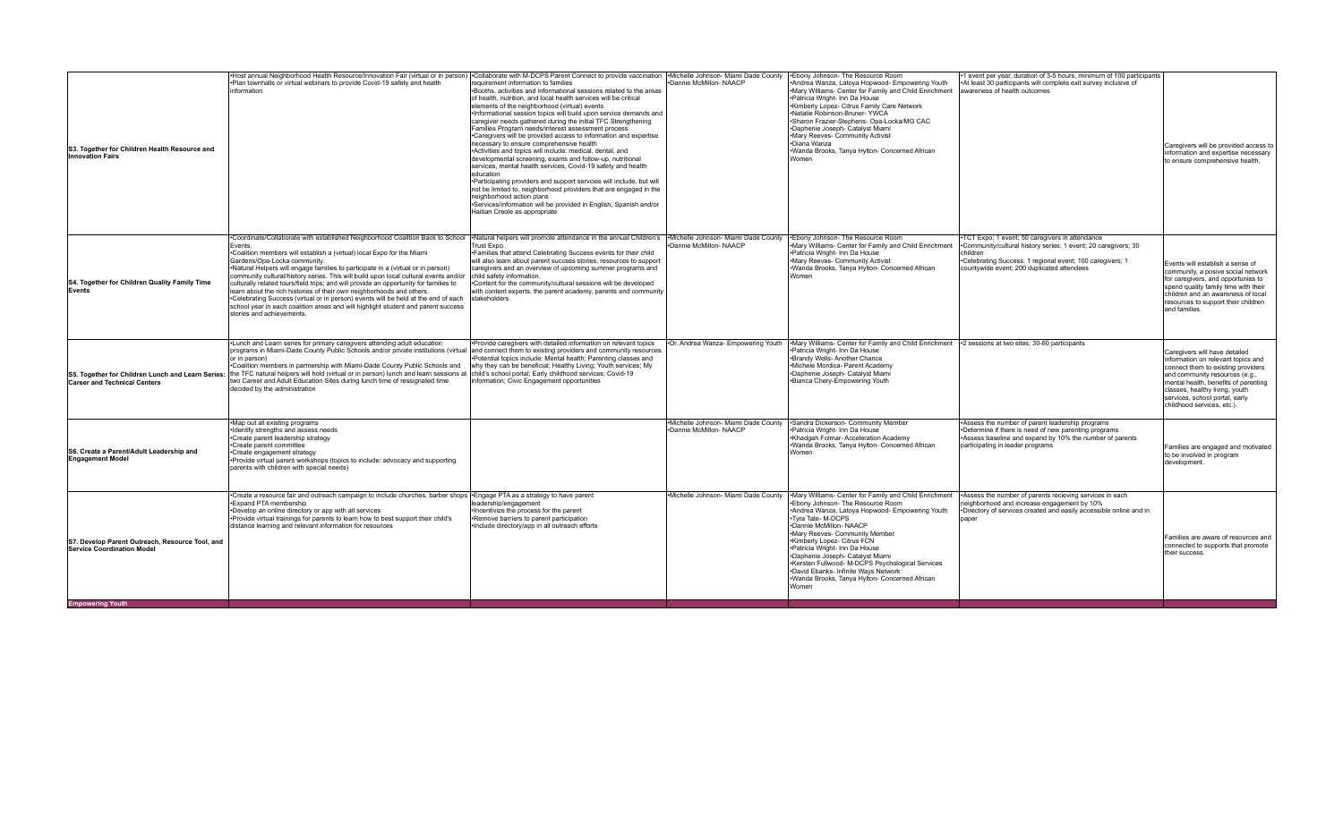| | | | | | | |
|---|---|---|---|---|---|---|
| S3. Together for Children Health Resource and Innovation Fairs | •Host annual Neighborhood Health Resource/Innovation Fair (virtual or in person)<br>•Plan townhalls or virtual webinars to provide Covid-19 safety and health information | •Collaborate with M-DCPS Parent Connect to provide vaccination requirement information to families<br>•Booths, activities and informational sessions related to the areas of health, nutrition, and local health services will be critical elements of the neighborhood (virtual) events<br>•Informational session topics will build upon service demands and caregiver needs gathered during the initial TFC Strengthening Families Program needs/interest assessment process<br>•Caregivers will be provided access to information and expertise necessary to ensure comprehensive health<br>•Activities and topics will include: medical, dental, and developmental screening, exams and follow-up, nutritional services, mental health services, Covid-19 safety and health education<br>•Participating providers and support services will include, but will not be limited to, neighborhood providers that are engaged in the neighborhood action plans<br>•Services/information will be provided in English, Spanish and/or Haitian Creole as appropriate | •Michelle Johnson- Miami Dade County<br>•Dannie McMillon- NAACP | •Ebony Johnson- The Resource Room<br>•Andrea Wanza, Latoya Hopwood- Empowering Youth<br>•Mary Williams- Center for Family and Child Enrichment<br>•Patricia Wright- Inn Da House<br>•Kimberly Lopez- Citrus Family Care Network<br>•Natalie Robinson-Bruner- YWCA<br>•Sharon Frazier-Stephens- Opa-Locka/MG CAC<br>•Daphenie Joseph- Catalyst Miami<br>•Mary Reeves- Community Activist<br>•Diana Wanza<br>•Wanda Brooks, Tanya Hylton- Concerned African Women | •1 event per year, duration of 3-5 hours, minimum of 100 participants<br>•At least 30 participants will complete exit survey inclusive of awareness of health outcomes | Caregivers will be provided access to information and expertise necessary to ensure comprehensive health. |
| S4. Together for Children Quality Family Time Events | •Coordinate/Collaborate with established Neighborhood Coalition Back to School Events.<br>•Coalition members will establish a (virtual) local Expo for the Miami Gardens/Opa-Locka community.<br>•Natural Helpers will engage families to participate in a (virtual or in person) community cultural/history series. This will build upon local cultural events and/or culturally related tours/field trips; and will provide an opportunity for families to learn about the rich histories of their own neighborhoods and others.<br>•Celebrating Success (virtual or in person) events will be held at the end of each school year in each coalition areas and will highlight student and parent success stories and achievements. | •Natural helpers will promote attendance in the annual Children's Trust Expo.<br>•Families that attend Celebrating Success events for their child will also learn about parent success stories, resources to support caregivers and an overview of upcoming summer programs and child safety information.<br>•Content for the community/cultural sessions will be developed with content experts, the parent academy, parents and community stakeholders. | •Michelle Johnson- Miami Dade County<br>•Dannie McMillon- NAACP | •Ebony Johnson- The Resource Room<br>•Mary Williams- Center for Family and Child Enrichment<br>•Patricia Wright- Inn Da House<br>•Mary Reeves- Community Activist<br>•Wanda Brooks, Tanya Hylton- Concerned African Women | •TCT Expo: 1 event; 50 caregivers in attendance<br>•Community/cultural history series: 1 event; 20 caregivers; 30 children<br>•Celebrating Success: 1 regional event; 100 caregivers; 1 countywide event; 200 duplicated attendees | Events will establish a sense of community, a posive social network for caregivers, and opportunies to spend quality family time with their children and an awareness of local resources to support their children and families. |
| S5. Together for Children Lunch and Learn Series: Career and Technical Centers | •Lunch and Learn series for primary caregivers attending adult education programs in Miami-Dade County Public Schools and/or private institutions (virtual or in person)<br>•Coalition members in partnership with Miami-Dade County Public Schools and the TFC natural helpers will hold (virtual or in person) lunch and learn sessions at two Career and Adult Education Sites during lunch time of ressignated time decided by the administration | •Provide caregivers with detailed information on relevant topics and connect them to existing providers and community resources.<br>•Potential topics include: Mental health; Parenting classes and why they can be beneficial; Healthy Living; Youth services; My child's school portal; Early childhood services; Covid-19 information; Civic Engagement opportunities | •Dr. Andrea Wanza- Empowering Youth | •Mary Williams- Center for Family and Child Enrichment<br>•Patricia Wright- Inn Da House<br>•Brandy Wells- Another Chance<br>•Michele Mordica- Parent Academy<br>•Daphenie Joseph- Catalyst Miami<br>•Blanca Chery-Empowering Youth | •2 sessions at two sites; 30-60 participants | Caregivers will have detailed information on relevant topics and connect them to existing providers and community resources (e.g., mental health, benefits of parenting classes, healthy living, youth services, school portal, early childhood services, etc.). |
| S6. Create a Parent/Adult Leadership and Engagement Model | •Map out all existing programs<br>•Identify strengths and assess needs<br>•Create parent leadership strategy<br>•Create parent committee<br>•Create engagement strategy<br>•Provide virtual parent workshops (topics to include: advocacy and supporting parents with children with special needs) | | •Michelle Johnson- Miami Dade County<br>•Dannie McMillon- NAACP | •Sandra Dickerson- Community Member<br>•Patricia Wright- Inn Da House<br>•Khadgah Folmar- Acceleration Academy<br>•Wanda Brooks, Tanya Hylton- Concerned African Women | •Assess the number of parent leadership programs<br>•Determine if there is need of new parenting programs<br>•Assess baseline and expand by 10% the number of parents participating in leader programs | Families are engaged and motivated to be involved in program development. |
| S7. Develop Parent Outreach, Resource Tool, and Service Coordination Model | •Create a resource fair and outreach campaign to include churches, barber shops<br>•Expand PTA membership<br>•Develop an online directory or app with all services<br>•Provide virtual trainings for parents to learn how to best support their child's distance learning and relevant information for resources | •Engage PTA as a strategy to have parent leadership/engagement<br>•Incentivize the process for the parent<br>•Remove barriers to parent participation<br>•Include directory/app in all outreach efforts | •Michelle Johnson- Miami Dade County | •Mary Williams- Center for Family and Child Enrichment<br>•Ebony Johnson- The Resource Room<br>•Andrea Wanza, Latoya Hopwood- Empowering Youth<br>•Tyra Tate- M-DCPS<br>•Dannie McMillon- NAACP<br>•Mary Reeves- Community Member<br>•Kimberly Lopez- Citrus FCN<br>•Patricia Wright- Inn Da House<br>•Daphenie Joseph- Catalyst Miami<br>•Kersten Fullwood- M-DCPS Psychological Services<br>•David Ebanks- Infinite Ways Network<br>•Wanda Brooks, Tanya Hylton- Concerned African Women | •Assess the number of parents recieving services in each neighborhood and increase engagement by 10%<br>•Directory of services created and easily accessible online and in paper | Families are aware of resources and connected to supports that promote their success. |
| **Empowering Youth** | | | | | | |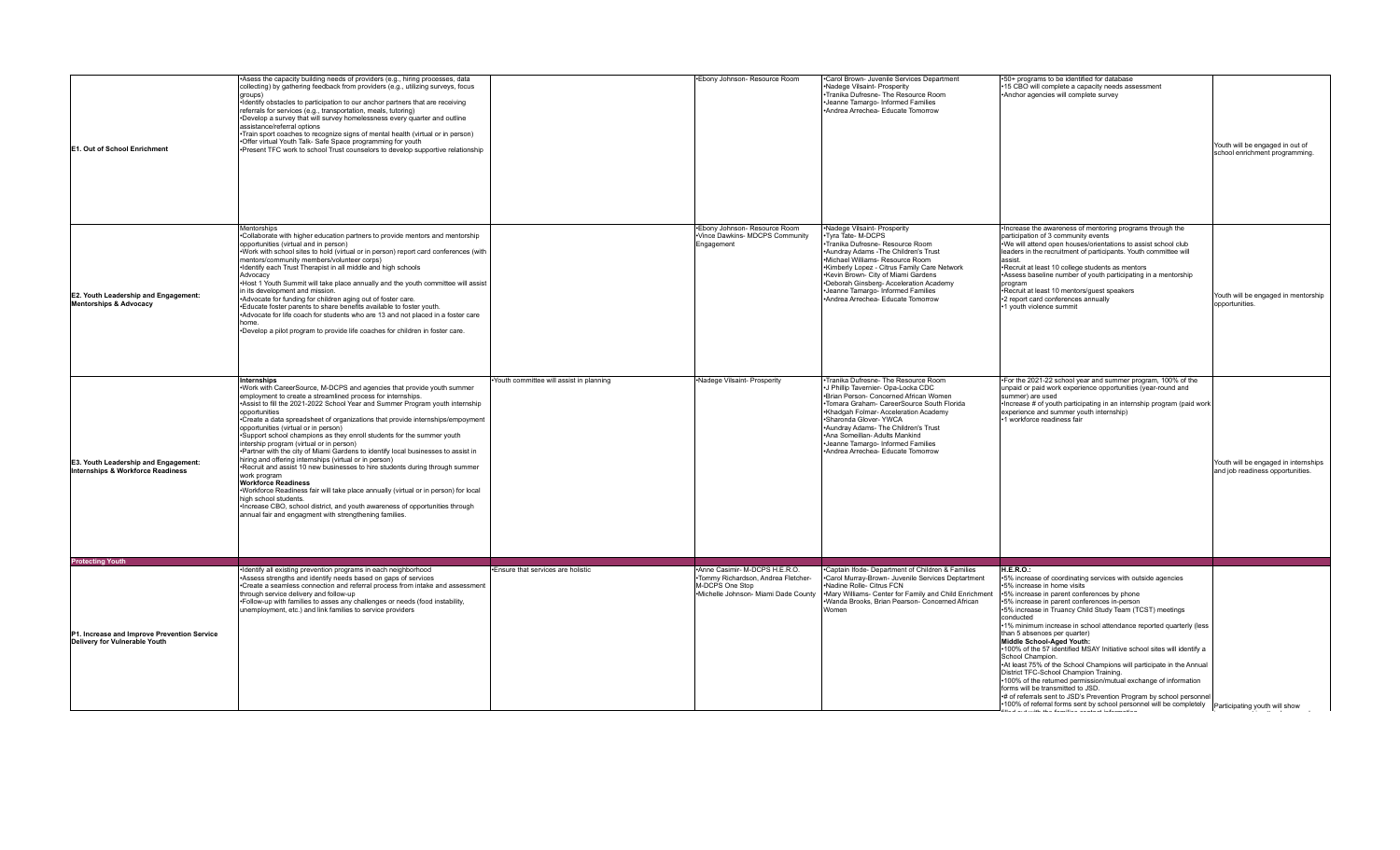| | | | | | | |
|---|---|---|---|---|---|---|
| **E1. Out of School Enrichment** | •Asess the capacity building needs of providers (e.g., hiring processes, data collecting) by gathering feedback from providers (e.g., utilizing surveys, focus groups)<br>•Identify obstacles to participation to our anchor partners that are receiving referrals for services (e.g., transportation, meals, tutoring)<br>•Develop a survey that will survey homelessness every quarter and outline assistance/referral options<br>•Train sport coaches to recognize signs of mental health (virtual or in person)<br>•Offer virtual Youth Talk- Safe Space programming for youth<br>•Present TFC work to school Trust counselors to develop supportive relationship | | •Ebony Johnson- Resource Room | •Carol Brown- Juvenile Services Department<br>•Nadege Vilsaint- Prosperity<br>•Tranika Dufresne- The Resource Room<br>•Jeanne Tamargo- Informed Families<br>•Andrea Arrechea- Educate Tomorrow | •50+ programs to be identified for database<br>•15 CBO will complete a capacity needs assessment<br>•Anchor agencies will complete survey | Youth will be engaged in out of school enrichment programming. |
| **E2. Youth Leadership and Engagement: Mentorships & Advocacy** | Mentorships<br>•Collaborate with higher education partners to provide mentors and mentorship opportunities (virtual and in person)<br>•Work with school sites to hold (virtual or in person) report card conferences (with mentors/community members/volunteer corps)<br>•Identify each Trust Therapist in all middle and high schools<br>Advocacy<br>•Host 1 Youth Summit will take place annually and the youth committee will assist in its development and mission.<br>•Advocate for funding for children aging out of foster care.<br>•Educate foster parents to share benefits available to foster youth.<br>•Advocate for life coach for students who are 13 and not placed in a foster care home.<br>•Develop a pilot program to provide life coaches for children in foster care. | | •Ebony Johnson- Resource Room<br>•Vince Dawkins- MDCPS Community Engagement | •Nadege Vilsaint- Prosperity<br>•Tyra Tate- M-DCPS<br>•Tranika Dufresne- Resource Room<br>•Aundray Adams -The Children's Trust<br>•Michael Williams- Resource Room<br>•Kimberly Lopez - Citrus Family Care Network<br>•Kevin Brown- City of Miami Gardens<br>•Deborah Ginsberg- Acceleration Academy<br>•Jeanne Tamargo- Informed Families<br>•Andrea Arrechea- Educate Tomorrow | •Increase the awareness of mentoring programs through the participation of 3 community events<br>•We will attend open houses/orientations to assist school club leaders in the recruitment of participants. Youth committee will assist.<br>•Recruit at least 10 college students as mentors<br>•Assess baseline number of youth participating in a mentorship program<br>•Recruit at least 10 mentors/guest speakers<br>•2 report card conferences annually<br>•1 youth violence summit | Youth will be engaged in mentorship opportunities. |
| **E3. Youth Leadership and Engagement: Internships & Workforce Readiness** | **Internships**<br>•Work with CareerSource, M-DCPS and agencies that provide youth summer employment to create a streamlined process for internships.<br>•Assist to fill the 2021-2022 School Year and Summer Program youth internship opportunities<br>•Create a data spreadsheet of organizations that provide internships/empoyment opportunities (virtual or in person)<br>•Support school champions as they enroll students for the summer youth intership program (virtual or in person)<br>•Partner with the city of Miami Gardens to identify local businesses to assist in hiring and offering internships (virtual or in person)<br>•Recruit and assist 10 new businesses to hire students during through summer work program<br>**Workforce Readiness**<br>•Workforce Readiness fair will take place annually (virtual or in person) for local high school students.<br>•Increase CBO, school district, and youth awareness of opportunities through annual fair and engagment with strengthening families. | •Youth committee will assist in planning | •Nadege Vilsaint- Prosperity | •Tranika Dufresne- The Resource Room<br>•J Phillip Tavernier- Opa-Locka CDC<br>•Brian Person- Concerned African Women<br>•Tomara Graham- CareerSource South Florida<br>•Khadgah Folmar- Acceleration Academy<br>•Sharonda Glover- YWCA<br>•Aundray Adams- The Children's Trust<br>•Ana Someillan- Adults Mankind<br>•Jeanne Tamargo- Informed Families<br>•Andrea Arrechea- Educate Tomorrow | •For the 2021-22 school year and summer program, 100% of the unpaid or paid work experience opportunities (year-round and summer) are used<br>•Increase # of youth participating in an internship program (paid work experience and summer youth internship)<br>•1 workforce readiness fair | Youth will be engaged in internships and job readiness opportunities. |
| **Protecting Youth** | | | | | | |
| **P1. Increase and Improve Prevention Service Delivery for Vulnerable Youth** | •Identify all existing prevention programs in each neighborhood<br>•Assess strengths and identify needs based on gaps of services<br>•Create a seamless connection and referral process from intake and assessment through service delivery and follow-up<br>•Follow-up with families to asses any challenges or needs (food instability, unemployment, etc.) and link families to service providers | •Ensure that services are holistic | •Anne Casimir- M-DCPS H.E.R.O.<br>•Tommy Richardson, Andrea Fletcher- M-DCPS One Stop<br>•Michelle Johnson- Miami Dade County | •Captain Ifode- Department of Children & Families<br>•Carol Murray-Brown- Juvenile Services Deptartment<br>•Nadine Rolle- Citrus FCN<br>•Mary Williams- Center for Family and Child Enrichment<br>•Wanda Brooks, Brian Pearson- Concerned African Women | **H.E.R.O.:**<br>•5% increase of coordinating services with outside agencies<br>•5% increase in home visits<br>•5% increase in parent conferences by phone<br>•5% increase in parent conferences in-person<br>•5% increase in Truancy Child Study Team (TCST) meetings conducted<br>•1% minimum increase in school attendance reported quarterly (less than 5 absences per quarter)<br>**Middle School-Aged Youth:**<br>•100% of the 57 identified MSAY Initiative school sites will identify a School Champion.<br>•At least 75% of the School Champions will participate in the Annual District TFC-School Champion Training.<br>•100% of the returned permission/mutual exchange of information forms will be transmitted to JSD.<br>•# of referrals sent to JSD's Prevention Program by school personnel<br>•100% of referral forms sent by school personnel will be completely filled out with the families contact information | Participating youth will show |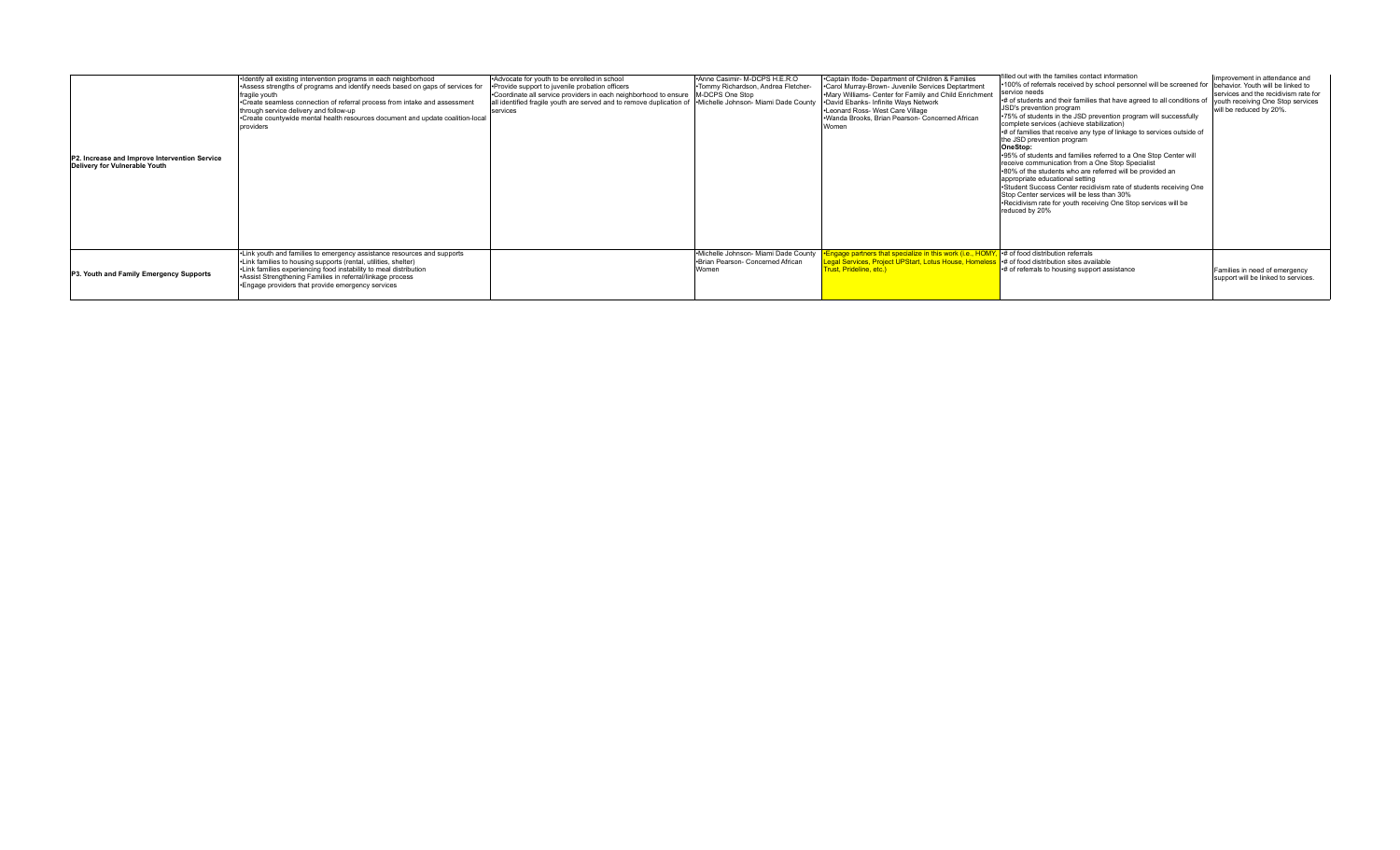| | | | | | | |
|---|---|---|---|---|---|---|
| **P2. Increase and Improve Intervention Service Delivery for Vulnerable Youth** | •Identify all existing intervention programs in each neighborhood<br>•Assess strengths of programs and identify needs based on gaps of services for fragile youth<br>•Create seamless connection of referral process from intake and assessment through service delivery and follow-up<br>•Create countywide mental health resources document and update coalition-local providers | •Advocate for youth to be enrolled in school<br>•Provide support to juvenile probation officers<br>•Coordinate all service providers in each neighborhood to ensure all identified fragile youth are served and to remove duplication of services | •Anne Casimir- M-DCPS H.E.R.O<br>•Tommy Richardson, Andrea Fletcher- M-DCPS One Stop<br>•Michelle Johnson- Miami Dade County | •Captain Ifode- Department of Children & Families<br>•Carol Murray-Brown- Juvenile Services Deptartment<br>•Mary Williams- Center for Family and Child Enrichment<br>•David Ebanks- Infinite Ways Network<br>•Leonard Ross- West Care Village<br>•Wanda Brooks, Brian Pearson- Concerned African Women | filled out with the families contact information<br>•100% of referrals received by school personnel will be screened for service needs<br>•# of students and their families that have agreed to all conditions of JSD's prevention program<br>•75% of students in the JSD prevention program will successfully complete services (achieve stabilization)<br>•# of families that receive any type of linkage to services outside of the JSD prevention program<br>**OneStop:**<br>•95% of students and families referred to a One Stop Center will receive communication from a One Stop Specialist<br>•80% of the students who are referred will be provided an appropriate educational setting<br>•Student Success Center recidivism rate of students receiving One Stop Center services will be less than 30%<br>•Recidivism rate for youth receiving One Stop services will be reduced by 20% | Improvement in attendance and behavior. Youth will be linked to services and the recidivism rate for youth receiving One Stop services will be reduced by 20%. |
| **P3. Youth and Family Emergency Supports** | •Link youth and families to emergency assistance resources and supports<br>•Link families to housing supports (rental, utilities, shelter)<br>•Link families experiencing food instability to meal distribution<br>•Assist Strengthening Families in referral/linkage process<br>•Engage providers that provide emergency services | | •Michelle Johnson- Miami Dade County<br>•Brian Pearson- Concerned African Women | •Engage partners that specialize in this work (i.e., HOMY, Legal Services, Project UPStart, Lotus House, Homeless Trust, Prideline, etc.) | •# of food distribution referrals<br>•# of food distribution sites available<br>•# of referrals to housing support assistance | Families in need of emergency support will be linked to services. |